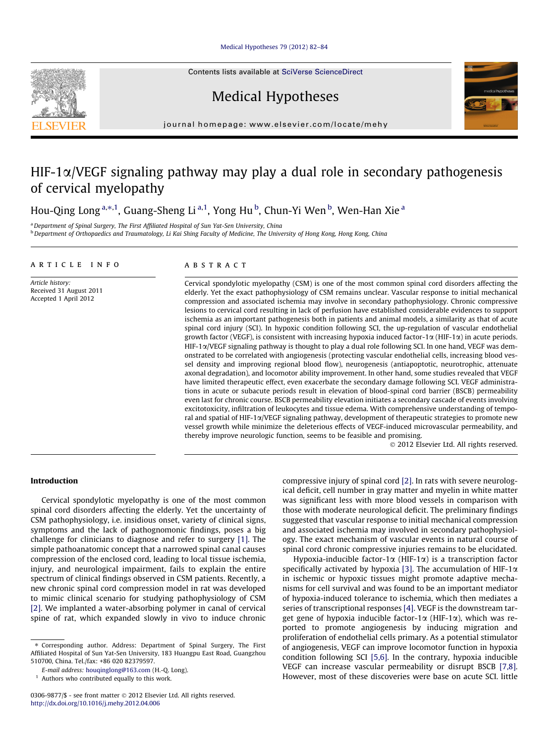# HIF-1α/VEGF signaling pathway may play a dual role in secondary pathogenesis of cervical myelopathy

Hou-Qing Long [a,*,1], Guang-Sheng Li [a,1], Yong Hu [b], Chun-Yi Wen [b], Wen-Han Xie [a]

[a] Department of Spinal Surgery, The First Affiliated Hospital of Sun Yat-Sen University, China

[b] Department of Orthopaedics and Traumatology, Li Kai Shing Faculty of Medicine, The University of Hong Kong, Hong Kong, China

**ARTICLE INFO**

*Article history:*
Received 31 August 2011
Accepted 1 April 2012

**ABSTRACT**

Cervical spondylotic myelopathy (CSM) is one of the most common spinal cord disorders affecting the elderly. Yet the exact pathophysiology of CSM remains unclear. Vascular response to initial mechanical compression and associated ischemia may involve in secondary pathophysiology. Chronic compressive lesions to cervical cord resulting in lack of perfusion have established considerable evidences to support ischemia as an important pathogenesis both in patients and animal models, a similarity as that of acute spinal cord injury (SCI). In hypoxic condition following SCI, the up-regulation of vascular endothelial growth factor (VEGF), is consistent with increasing hypoxia induced factor-1α (HIF-1α) in acute periods. HIF-1α/VEGF signaling pathway is thought to play a dual role following SCI. In one hand, VEGF was demonstrated to be correlated with angiogenesis (protecting vascular endothelial cells, increasing blood vessel density and improving regional blood flow), neurogenesis (antiapoptotic, neurotrophic, attenuate axonal degradation), and locomotor ability improvement. In other hand, some studies revealed that VEGF have limited therapeutic effect, even exacerbate the secondary damage following SCI. VEGF administrations in acute or subacute periods result in elevation of blood-spinal cord barrier (BSCB) permeability even last for chronic course. BSCB permeability elevation initiates a secondary cascade of events involving excitotoxicity, infiltration of leukocytes and tissue edema. With comprehensive understanding of temporal and spatial of HIF-1α/VEGF signaling pathway, development of therapeutic strategies to promote new vessel growth while minimize the deleterious effects of VEGF-induced microvascular permeability, and thereby improve neurologic function, seems to be feasible and promising.

© 2012 Elsevier Ltd. All rights reserved.

## Introduction

Cervical spondylotic myelopathy is one of the most common spinal cord disorders affecting the elderly. Yet the uncertainty of CSM pathophysiology, i.e. insidious onset, variety of clinical signs, symptoms and the lack of pathognomonic findings, poses a big challenge for clinicians to diagnose and refer to surgery [1]. The simple pathoanatomic concept that a narrowed spinal canal causes compression of the enclosed cord, leading to local tissue ischemia, injury, and neurological impairment, fails to explain the entire spectrum of clinical findings observed in CSM patients. Recently, a new chronic spinal cord compression model in rat was developed to mimic clinical scenario for studying pathophysiology of CSM [2]. We implanted a water-absorbing polymer in canal of cervical spine of rat, which expanded slowly in vivo to induce chronic compressive injury of spinal cord [2]. In rats with severe neurological deficit, cell number in gray matter and myelin in white matter was significant less with more blood vessels in comparison with those with moderate neurological deficit. The preliminary findings suggested that vascular response to initial mechanical compression and associated ischemia may involved in secondary pathophysiology. The exact mechanism of vascular events in natural course of spinal cord chronic compressive injuries remains to be elucidated.

Hypoxia-inducible factor-1α (HIF-1α) is a transcription factor specifically activated by hypoxia [3]. The accumulation of HIF-1α in ischemic or hypoxic tissues might promote adaptive mechanisms for cell survival and was found to be an important mediator of hypoxia-induced tolerance to ischemia, which then mediates a series of transcriptional responses [4]. VEGF is the downstream target gene of hypoxia inducible factor-1α (HIF-1α), which was reported to promote angiogenesis by inducing migration and proliferation of endothelial cells primary. As a potential stimulator of angiogenesis, VEGF can improve locomotor function in hypoxia condition following SCI [5,6]. In the contrary, hypoxia inducible VEGF can increase vascular permeability or disrupt BSCB [7,8]. However, most of these discoveries were base on acute SCI. little

* Corresponding author. Address: Department of Spinal Surgery, The First Affiliated Hospital of Sun Yat-Sen University, 183 Huangpu East Road, Guangzhou 510700, China. Tel./fax: +86 020 82379597.

*E-mail address:* houqinglong@163.com (H.-Q. Long).

[1] Authors who contributed equally to this work.

0306-9877/$ - see front matter © 2012 Elsevier Ltd. All rights reserved.
http://dx.doi.org/10.1016/j.mehy.2012.04.006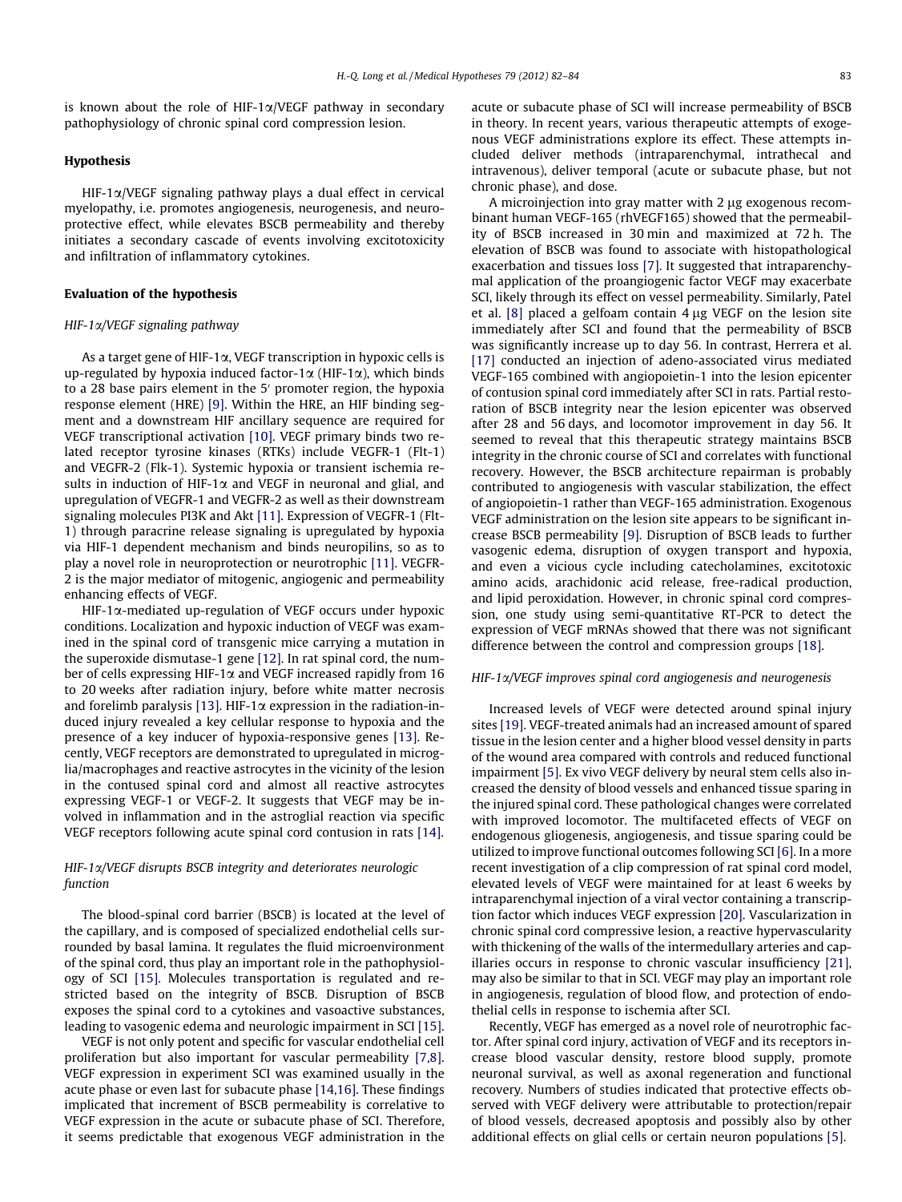is known about the role of HIF-1α/VEGF pathway in secondary pathophysiology of chronic spinal cord compression lesion.

## Hypothesis

HIF-1α/VEGF signaling pathway plays a dual effect in cervical myelopathy, i.e. promotes angiogenesis, neurogenesis, and neuroprotective effect, while elevates BSCB permeability and thereby initiates a secondary cascade of events involving excitotoxicity and infiltration of inflammatory cytokines.

## Evaluation of the hypothesis

### *HIF-1α/VEGF signaling pathway*

As a target gene of HIF-1α, VEGF transcription in hypoxic cells is up-regulated by hypoxia induced factor-1α (HIF-1α), which binds to a 28 base pairs element in the 5′ promoter region, the hypoxia response element (HRE) [9]. Within the HRE, an HIF binding segment and a downstream HIF ancillary sequence are required for VEGF transcriptional activation [10]. VEGF primary binds two related receptor tyrosine kinases (RTKs) include VEGFR-1 (Flt-1) and VEGFR-2 (Flk-1). Systemic hypoxia or transient ischemia results in induction of HIF-1α and VEGF in neuronal and glial, and upregulation of VEGFR-1 and VEGFR-2 as well as their downstream signaling molecules PI3K and Akt [11]. Expression of VEGFR-1 (Flt-1) through paracrine release signaling is upregulated by hypoxia via HIF-1 dependent mechanism and binds neuropilins, so as to play a novel role in neuroprotection or neurotrophic [11]. VEGFR-2 is the major mediator of mitogenic, angiogenic and permeability enhancing effects of VEGF.

HIF-1α-mediated up-regulation of VEGF occurs under hypoxic conditions. Localization and hypoxic induction of VEGF was examined in the spinal cord of transgenic mice carrying a mutation in the superoxide dismutase-1 gene [12]. In rat spinal cord, the number of cells expressing HIF-1α and VEGF increased rapidly from 16 to 20 weeks after radiation injury, before white matter necrosis and forelimb paralysis [13]. HIF-1α expression in the radiation-induced injury revealed a key cellular response to hypoxia and the presence of a key inducer of hypoxia-responsive genes [13]. Recently, VEGF receptors are demonstrated to upregulated in microglia/macrophages and reactive astrocytes in the vicinity of the lesion in the contused spinal cord and almost all reactive astrocytes expressing VEGF-1 or VEGF-2. It suggests that VEGF may be involved in inflammation and in the astroglial reaction via specific VEGF receptors following acute spinal cord contusion in rats [14].

### *HIF-1α/VEGF disrupts BSCB integrity and deteriorates neurologic function*

The blood-spinal cord barrier (BSCB) is located at the level of the capillary, and is composed of specialized endothelial cells surrounded by basal lamina. It regulates the fluid microenvironment of the spinal cord, thus play an important role in the pathophysiology of SCI [15]. Molecules transportation is regulated and restricted based on the integrity of BSCB. Disruption of BSCB exposes the spinal cord to a cytokines and vasoactive substances, leading to vasogenic edema and neurologic impairment in SCI [15].

VEGF is not only potent and specific for vascular endothelial cell proliferation but also important for vascular permeability [7,8]. VEGF expression in experiment SCI was examined usually in the acute phase or even last for subacute phase [14,16]. These findings implicated that increment of BSCB permeability is correlative to VEGF expression in the acute or subacute phase of SCI. Therefore, it seems predictable that exogenous VEGF administration in the acute or subacute phase of SCI will increase permeability of BSCB in theory. In recent years, various therapeutic attempts of exogenous VEGF administrations explore its effect. These attempts included deliver methods (intraparenchymal, intrathecal and intravenous), deliver temporal (acute or subacute phase, but not chronic phase), and dose.

A microinjection into gray matter with 2 μg exogenous recombinant human VEGF-165 (rhVEGF165) showed that the permeability of BSCB increased in 30 min and maximized at 72 h. The elevation of BSCB was found to associate with histopathological exacerbation and tissues loss [7]. It suggested that intraparenchymal application of the proangiogenic factor VEGF may exacerbate SCI, likely through its effect on vessel permeability. Similarly, Patel et al. [8] placed a gelfoam contain 4 μg VEGF on the lesion site immediately after SCI and found that the permeability of BSCB was significantly increase up to day 56. In contrast, Herrera et al. [17] conducted an injection of adeno-associated virus mediated VEGF-165 combined with angiopoietin-1 into the lesion epicenter of contusion spinal cord immediately after SCI in rats. Partial restoration of BSCB integrity near the lesion epicenter was observed after 28 and 56 days, and locomotor improvement in day 56. It seemed to reveal that this therapeutic strategy maintains BSCB integrity in the chronic course of SCI and correlates with functional recovery. However, the BSCB architecture repairman is probably contributed to angiogenesis with vascular stabilization, the effect of angiopoietin-1 rather than VEGF-165 administration. Exogenous VEGF administration on the lesion site appears to be significant increase BSCB permeability [9]. Disruption of BSCB leads to further vasogenic edema, disruption of oxygen transport and hypoxia, and even a vicious cycle including catecholamines, excitotoxic amino acids, arachidonic acid release, free-radical production, and lipid peroxidation. However, in chronic spinal cord compression, one study using semi-quantitative RT-PCR to detect the expression of VEGF mRNAs showed that there was not significant difference between the control and compression groups [18].

### *HIF-1α/VEGF improves spinal cord angiogenesis and neurogenesis*

Increased levels of VEGF were detected around spinal injury sites [19]. VEGF-treated animals had an increased amount of spared tissue in the lesion center and a higher blood vessel density in parts of the wound area compared with controls and reduced functional impairment [5]. Ex vivo VEGF delivery by neural stem cells also increased the density of blood vessels and enhanced tissue sparing in the injured spinal cord. These pathological changes were correlated with improved locomotor. The multifaceted effects of VEGF on endogenous gliogenesis, angiogenesis, and tissue sparing could be utilized to improve functional outcomes following SCI [6]. In a more recent investigation of a clip compression of rat spinal cord model, elevated levels of VEGF were maintained for at least 6 weeks by intraparenchymal injection of a viral vector containing a transcription factor which induces VEGF expression [20]. Vascularization in chronic spinal cord compressive lesion, a reactive hypervascularity with thickening of the walls of the intermedullary arteries and capillaries occurs in response to chronic vascular insufficiency [21], may also be similar to that in SCI. VEGF may play an important role in angiogenesis, regulation of blood flow, and protection of endothelial cells in response to ischemia after SCI.

Recently, VEGF has emerged as a novel role of neurotrophic factor. After spinal cord injury, activation of VEGF and its receptors increase blood vascular density, restore blood supply, promote neuronal survival, as well as axonal regeneration and functional recovery. Numbers of studies indicated that protective effects observed with VEGF delivery were attributable to protection/repair of blood vessels, decreased apoptosis and possibly also by other additional effects on glial cells or certain neuron populations [5].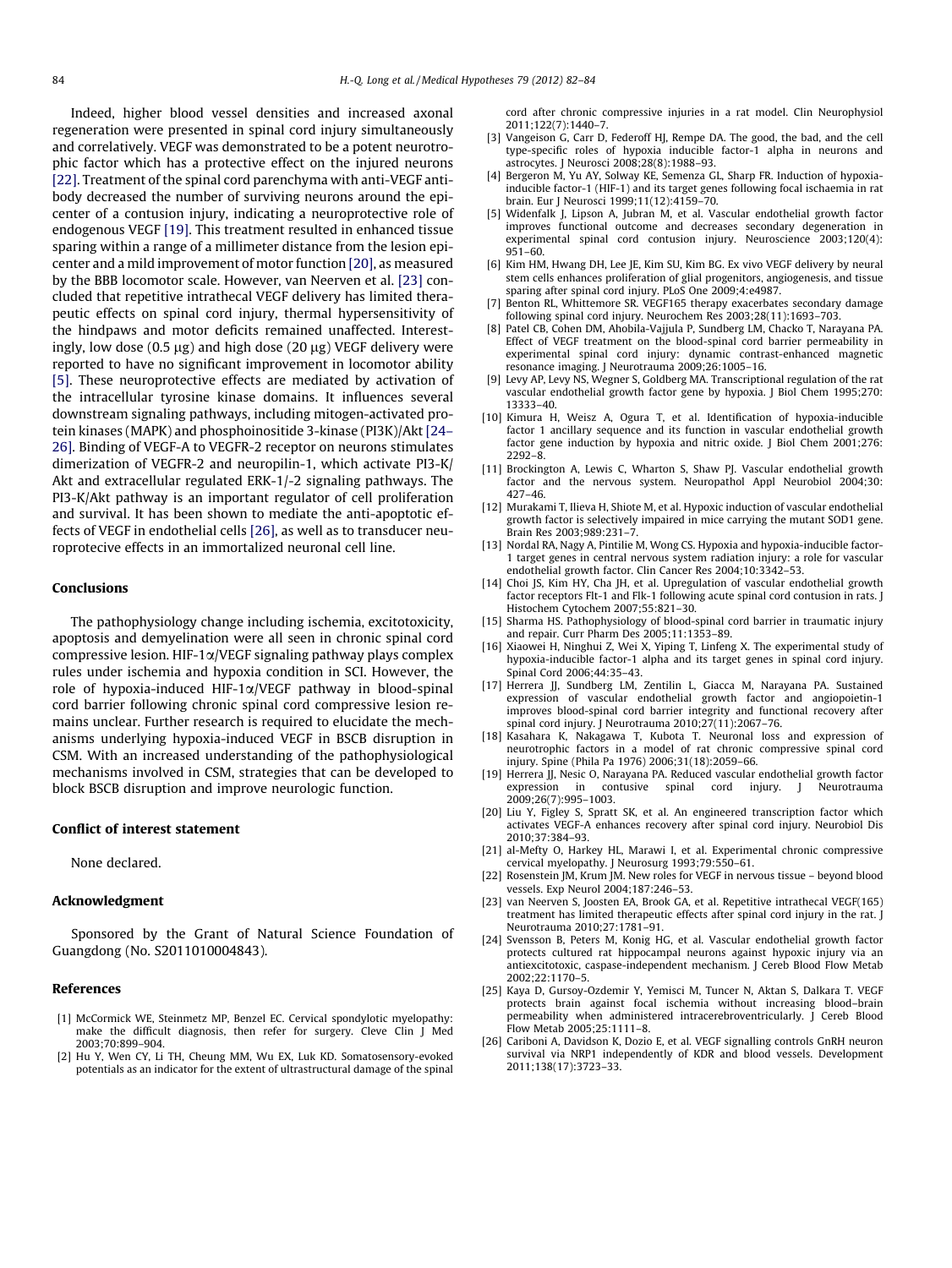Indeed, higher blood vessel densities and increased axonal regeneration were presented in spinal cord injury simultaneously and correlatively. VEGF was demonstrated to be a potent neurotrophic factor which has a protective effect on the injured neurons [22]. Treatment of the spinal cord parenchyma with anti-VEGF antibody decreased the number of surviving neurons around the epicenter of a contusion injury, indicating a neuroprotective role of endogenous VEGF [19]. This treatment resulted in enhanced tissue sparing within a range of a millimeter distance from the lesion epicenter and a mild improvement of motor function [20], as measured by the BBB locomotor scale. However, van Neerven et al. [23] concluded that repetitive intrathecal VEGF delivery has limited therapeutic effects on spinal cord injury, thermal hypersensitivity of the hindpaws and motor deficits remained unaffected. Interestingly, low dose (0.5 μg) and high dose (20 μg) VEGF delivery were reported to have no significant improvement in locomotor ability [5]. These neuroprotective effects are mediated by activation of the intracellular tyrosine kinase domains. It influences several downstream signaling pathways, including mitogen-activated protein kinases (MAPK) and phosphoinositide 3-kinase (PI3K)/Akt [24–26]. Binding of VEGF-A to VEGFR-2 receptor on neurons stimulates dimerization of VEGFR-2 and neuropilin-1, which activate PI3-K/Akt and extracellular regulated ERK-1/-2 signaling pathways. The PI3-K/Akt pathway is an important regulator of cell proliferation and survival. It has been shown to mediate the anti-apoptotic effects of VEGF in endothelial cells [26], as well as to transducer neuroprotecive effects in an immortalized neuronal cell line.

## Conclusions

The pathophysiology change including ischemia, excitotoxicity, apoptosis and demyelination were all seen in chronic spinal cord compressive lesion. HIF-1α/VEGF signaling pathway plays complex rules under ischemia and hypoxia condition in SCI. However, the role of hypoxia-induced HIF-1α/VEGF pathway in blood-spinal cord barrier following chronic spinal cord compressive lesion remains unclear. Further research is required to elucidate the mechanisms underlying hypoxia-induced VEGF in BSCB disruption in CSM. With an increased understanding of the pathophysiological mechanisms involved in CSM, strategies that can be developed to block BSCB disruption and improve neurologic function.

## Conflict of interest statement

None declared.

## Acknowledgment

Sponsored by the Grant of Natural Science Foundation of Guangdong (No. S2011010004843).

## References

[1] McCormick WE, Steinmetz MP, Benzel EC. Cervical spondylotic myelopathy: make the difficult diagnosis, then refer for surgery. Cleve Clin J Med 2003;70:899–904.

[2] Hu Y, Wen CY, Li TH, Cheung MM, Wu EX, Luk KD. Somatosensory-evoked potentials as an indicator for the extent of ultrastructural damage of the spinal cord after chronic compressive injuries in a rat model. Clin Neurophysiol 2011;122(7):1440–7.

[3] Vangeison G, Carr D, Federoff HJ, Rempe DA. The good, the bad, and the cell type-specific roles of hypoxia inducible factor-1 alpha in neurons and astrocytes. J Neurosci 2008;28(8):1988–93.

[4] Bergeron M, Yu AY, Solway KE, Semenza GL, Sharp FR. Induction of hypoxia-inducible factor-1 (HIF-1) and its target genes following focal ischaemia in rat brain. Eur J Neurosci 1999;11(12):4159–70.

[5] Widenfalk J, Lipson A, Jubran M, et al. Vascular endothelial growth factor improves functional outcome and decreases secondary degeneration in experimental spinal cord contusion injury. Neuroscience 2003;120(4):951–60.

[6] Kim HM, Hwang DH, Lee JE, Kim SU, Kim BG. Ex vivo VEGF delivery by neural stem cells enhances proliferation of glial progenitors, angiogenesis, and tissue sparing after spinal cord injury. PLoS One 2009;4:e4987.

[7] Benton RL, Whittemore SR. VEGF165 therapy exacerbates secondary damage following spinal cord injury. Neurochem Res 2003;28(11):1693–703.

[8] Patel CB, Cohen DM, Ahobila-Vajjula P, Sundberg LM, Chacko T, Narayana PA. Effect of VEGF treatment on the blood-spinal cord barrier permeability in experimental spinal cord injury: dynamic contrast-enhanced magnetic resonance imaging. J Neurotrauma 2009;26:1005–16.

[9] Levy AP, Levy NS, Wegner S, Goldberg MA. Transcriptional regulation of the rat vascular endothelial growth factor gene by hypoxia. J Biol Chem 1995;270:13333–40.

[10] Kimura H, Weisz A, Ogura T, et al. Identification of hypoxia-inducible factor 1 ancillary sequence and its function in vascular endothelial growth factor gene induction by hypoxia and nitric oxide. J Biol Chem 2001;276:2292–8.

[11] Brockington A, Lewis C, Wharton S, Shaw PJ. Vascular endothelial growth factor and the nervous system. Neuropathol Appl Neurobiol 2004;30:427–46.

[12] Murakami T, Ilieva H, Shiote M, et al. Hypoxic induction of vascular endothelial growth factor is selectively impaired in mice carrying the mutant SOD1 gene. Brain Res 2003;989:231–7.

[13] Nordal RA, Nagy A, Pintilie M, Wong CS. Hypoxia and hypoxia-inducible factor-1 target genes in central nervous system radiation injury: a role for vascular endothelial growth factor. Clin Cancer Res 2004;10:3342–53.

[14] Choi JS, Kim HY, Cha JH, et al. Upregulation of vascular endothelial growth factor receptors Flt-1 and Flk-1 following acute spinal cord contusion in rats. J Histochem Cytochem 2007;55:821–30.

[15] Sharma HS. Pathophysiology of blood-spinal cord barrier in traumatic injury and repair. Curr Pharm Des 2005;11:1353–89.

[16] Xiaowei H, Ninghui Z, Wei X, Yiping T, Linfeng X. The experimental study of hypoxia-inducible factor-1 alpha and its target genes in spinal cord injury. Spinal Cord 2006;44:35–43.

[17] Herrera JJ, Sundberg LM, Zentilin L, Giacca M, Narayana PA. Sustained expression of vascular endothelial growth factor and angiopoietin-1 improves blood-spinal cord barrier integrity and functional recovery after spinal cord injury. J Neurotrauma 2010;27(11):2067–76.

[18] Kasahara K, Nakagawa T, Kubota T. Neuronal loss and expression of neurotrophic factors in a model of rat chronic compressive spinal cord injury. Spine (Phila Pa 1976) 2006;31(18):2059–66.

[19] Herrera JJ, Nesic O, Narayana PA. Reduced vascular endothelial growth factor expression in contusive spinal cord injury. J Neurotrauma 2009;26(7):995–1003.

[20] Liu Y, Figley S, Spratt SK, et al. An engineered transcription factor which activates VEGF-A enhances recovery after spinal cord injury. Neurobiol Dis 2010;37:384–93.

[21] al-Mefty O, Harkey HL, Marawi I, et al. Experimental chronic compressive cervical myelopathy. J Neurosurg 1993;79:550–61.

[22] Rosenstein JM, Krum JM. New roles for VEGF in nervous tissue – beyond blood vessels. Exp Neurol 2004;187:246–53.

[23] van Neerven S, Joosten EA, Brook GA, et al. Repetitive intrathecal VEGF(165) treatment has limited therapeutic effects after spinal cord injury in the rat. J Neurotrauma 2010;27:1781–91.

[24] Svensson B, Peters M, Konig HG, et al. Vascular endothelial growth factor protects cultured rat hippocampal neurons against hypoxic injury via an antiexcitotoxic, caspase-independent mechanism. J Cereb Blood Flow Metab 2002;22:1170–5.

[25] Kaya D, Gursoy-Ozdemir Y, Yemisci M, Tuncer N, Aktan S, Dalkara T. VEGF protects brain against focal ischemia without increasing blood–brain permeability when administered intracerebroventricularly. J Cereb Blood Flow Metab 2005;25:1111–8.

[26] Cariboni A, Davidson K, Dozio E, et al. VEGF signalling controls GnRH neuron survival via NRP1 independently of KDR and blood vessels. Development 2011;138(17):3723–33.